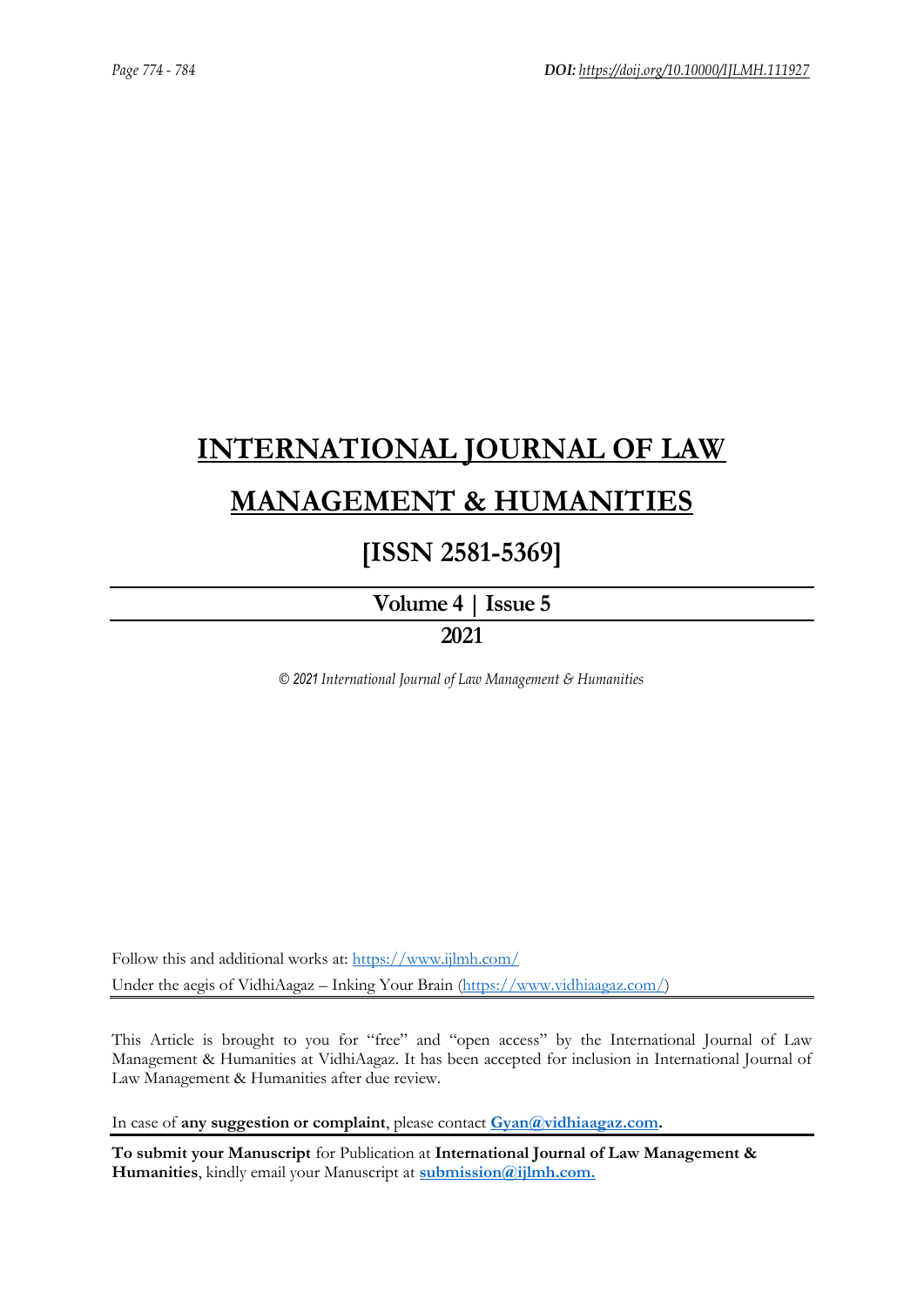# INTERNATIONAL JOURNAL OF LAW MANAGEMENT & HUMANITIES

## [ISSN 2581-5369]

### Volume 4 | Issue 5

### 2021

*© 2021 International Journal of Law Management & Humanities*

Follow this and additional works at: https://www.ijlmh.com/

Under the aegis of VidhiAagaz – Inking Your Brain (https://www.vidhiaagaz.com/)

This Article is brought to you for "free" and "open access" by the International Journal of Law Management & Humanities at VidhiAagaz. It has been accepted for inclusion in International Journal of Law Management & Humanities after due review.

In case of **any suggestion or complaint**, please contact **Gyan@vidhiaagaz.com.**

**To submit your Manuscript** for Publication at **International Journal of Law Management & Humanities**, kindly email your Manuscript at **submission@ijlmh.com.**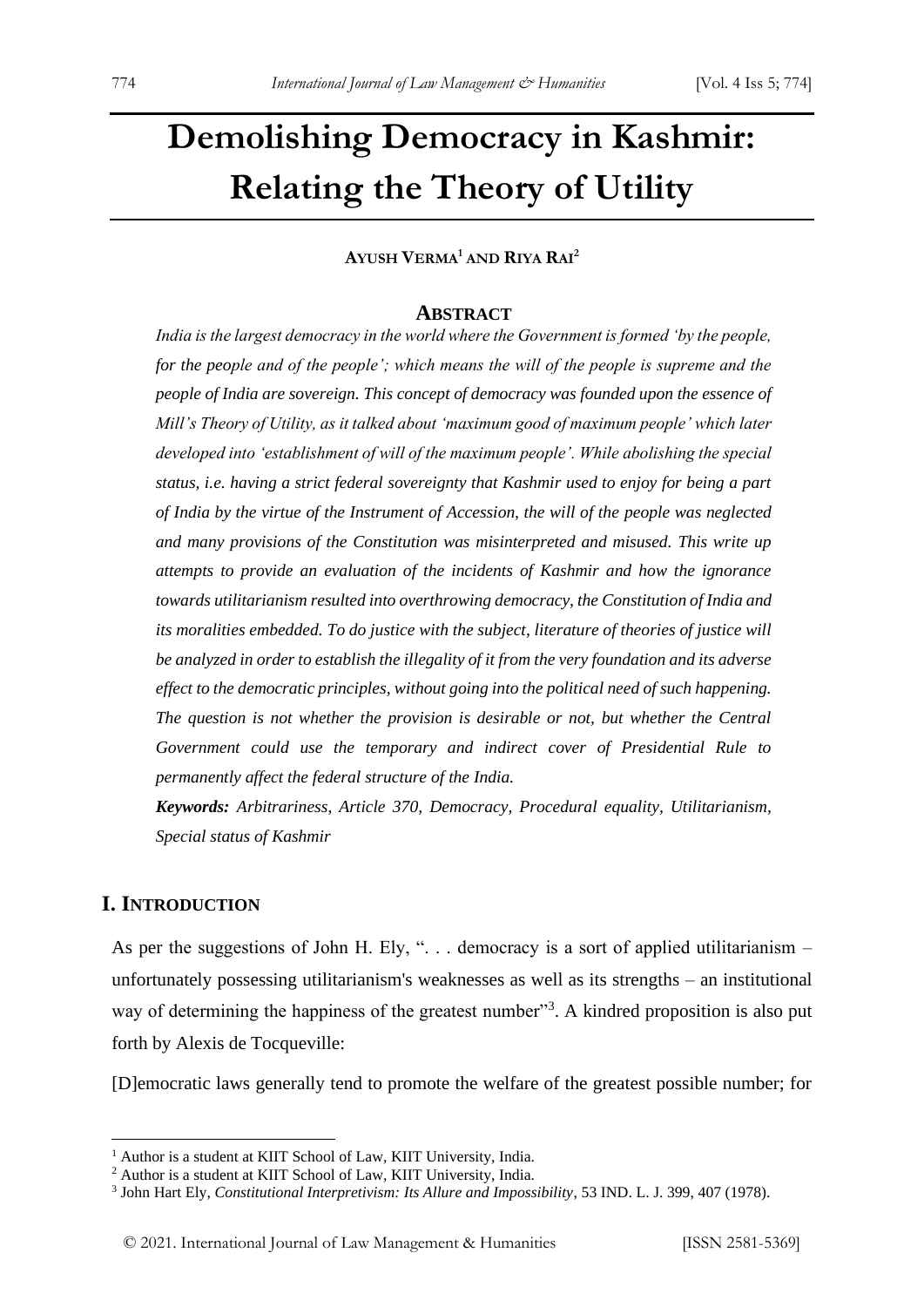# Demolishing Democracy in Kashmir: Relating the Theory of Utility

**AYUSH VERMA[1] AND RIYA RAI[2]**

## ABSTRACT

*India is the largest democracy in the world where the Government is formed 'by the people, for the people and of the people'; which means the will of the people is supreme and the people of India are sovereign. This concept of democracy was founded upon the essence of Mill's Theory of Utility, as it talked about 'maximum good of maximum people' which later developed into 'establishment of will of the maximum people'. While abolishing the special status, i.e. having a strict federal sovereignty that Kashmir used to enjoy for being a part of India by the virtue of the Instrument of Accession, the will of the people was neglected and many provisions of the Constitution was misinterpreted and misused. This write up attempts to provide an evaluation of the incidents of Kashmir and how the ignorance towards utilitarianism resulted into overthrowing democracy, the Constitution of India and its moralities embedded. To do justice with the subject, literature of theories of justice will be analyzed in order to establish the illegality of it from the very foundation and its adverse effect to the democratic principles, without going into the political need of such happening. The question is not whether the provision is desirable or not, but whether the Central Government could use the temporary and indirect cover of Presidential Rule to permanently affect the federal structure of the India.*

***Keywords:*** *Arbitrariness, Article 370, Democracy, Procedural equality, Utilitarianism, Special status of Kashmir*

## I. INTRODUCTION

As per the suggestions of John H. Ely, ". . . democracy is a sort of applied utilitarianism – unfortunately possessing utilitarianism's weaknesses as well as its strengths – an institutional way of determining the happiness of the greatest number"[3]. A kindred proposition is also put forth by Alexis de Tocqueville:

[D]emocratic laws generally tend to promote the welfare of the greatest possible number; for

---

[1] Author is a student at KIIT School of Law, KIIT University, India.

[2] Author is a student at KIIT School of Law, KIIT University, India.

[3] John Hart Ely, *Constitutional Interpretivism: Its Allure and Impossibility*, 53 IND. L. J. 399, 407 (1978).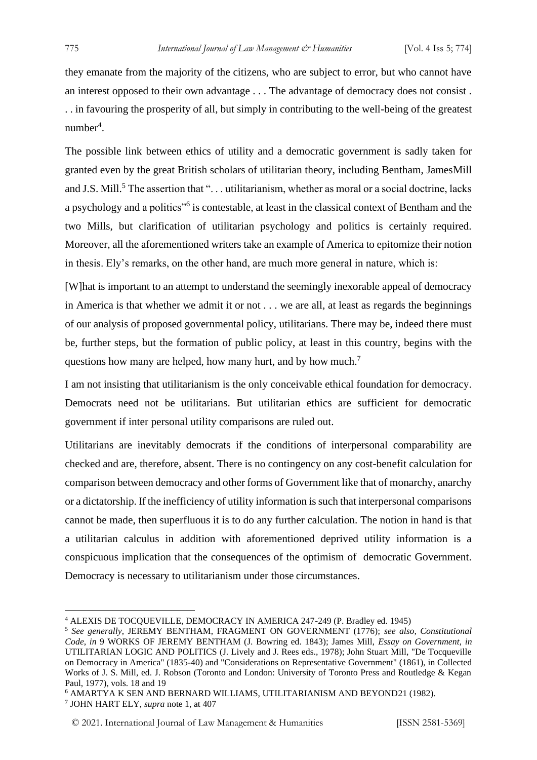they emanate from the majority of the citizens, who are subject to error, but who cannot have an interest opposed to their own advantage . . . The advantage of democracy does not consist . . . in favouring the prosperity of all, but simply in contributing to the well-being of the greatest number[4].

The possible link between ethics of utility and a democratic government is sadly taken for granted even by the great British scholars of utilitarian theory, including Bentham, JamesMill and J.S. Mill.[5] The assertion that ". . . utilitarianism, whether as moral or a social doctrine, lacks a psychology and a politics"[6] is contestable, at least in the classical context of Bentham and the two Mills, but clarification of utilitarian psychology and politics is certainly required. Moreover, all the aforementioned writers take an example of America to epitomize their notion in thesis. Ely's remarks, on the other hand, are much more general in nature, which is:

[W]hat is important to an attempt to understand the seemingly inexorable appeal of democracy in America is that whether we admit it or not . . . we are all, at least as regards the beginnings of our analysis of proposed governmental policy, utilitarians. There may be, indeed there must be, further steps, but the formation of public policy, at least in this country, begins with the questions how many are helped, how many hurt, and by how much.[7]

I am not insisting that utilitarianism is the only conceivable ethical foundation for democracy. Democrats need not be utilitarians. But utilitarian ethics are sufficient for democratic government if inter personal utility comparisons are ruled out.

Utilitarians are inevitably democrats if the conditions of interpersonal comparability are checked and are, therefore, absent. There is no contingency on any cost-benefit calculation for comparison between democracy and other forms of Government like that of monarchy, anarchy or a dictatorship. If the inefficiency of utility information is such that interpersonal comparisons cannot be made, then superfluous it is to do any further calculation. The notion in hand is that a utilitarian calculus in addition with aforementioned deprived utility information is a conspicuous implication that the consequences of the optimism of democratic Government. Democracy is necessary to utilitarianism under those circumstances.

---

[4] ALEXIS DE TOCQUEVILLE, DEMOCRACY IN AMERICA 247-249 (P. Bradley ed. 1945)

[5] *See generally*, JEREMY BENTHAM, FRAGMENT ON GOVERNMENT (1776); *see also, Constitutional Code*, *in* 9 WORKS OF JEREMY BENTHAM (J. Bowring ed. 1843); James Mill, *Essay on Government*, *in* UTILITARIAN LOGIC AND POLITICS (J. Lively and J. Rees eds., 1978); John Stuart Mill, "De Tocqueville on Democracy in America" (1835-40) and "Considerations on Representative Government" (1861), in Collected Works of J. S. Mill, ed. J. Robson (Toronto and London: University of Toronto Press and Routledge & Kegan Paul, 1977), vols. 18 and 19

[6] AMARTYA K SEN AND BERNARD WILLIAMS, UTILITARIANISM AND BEYOND21 (1982).

[7] JOHN HART ELY, *supra* note 1, at 407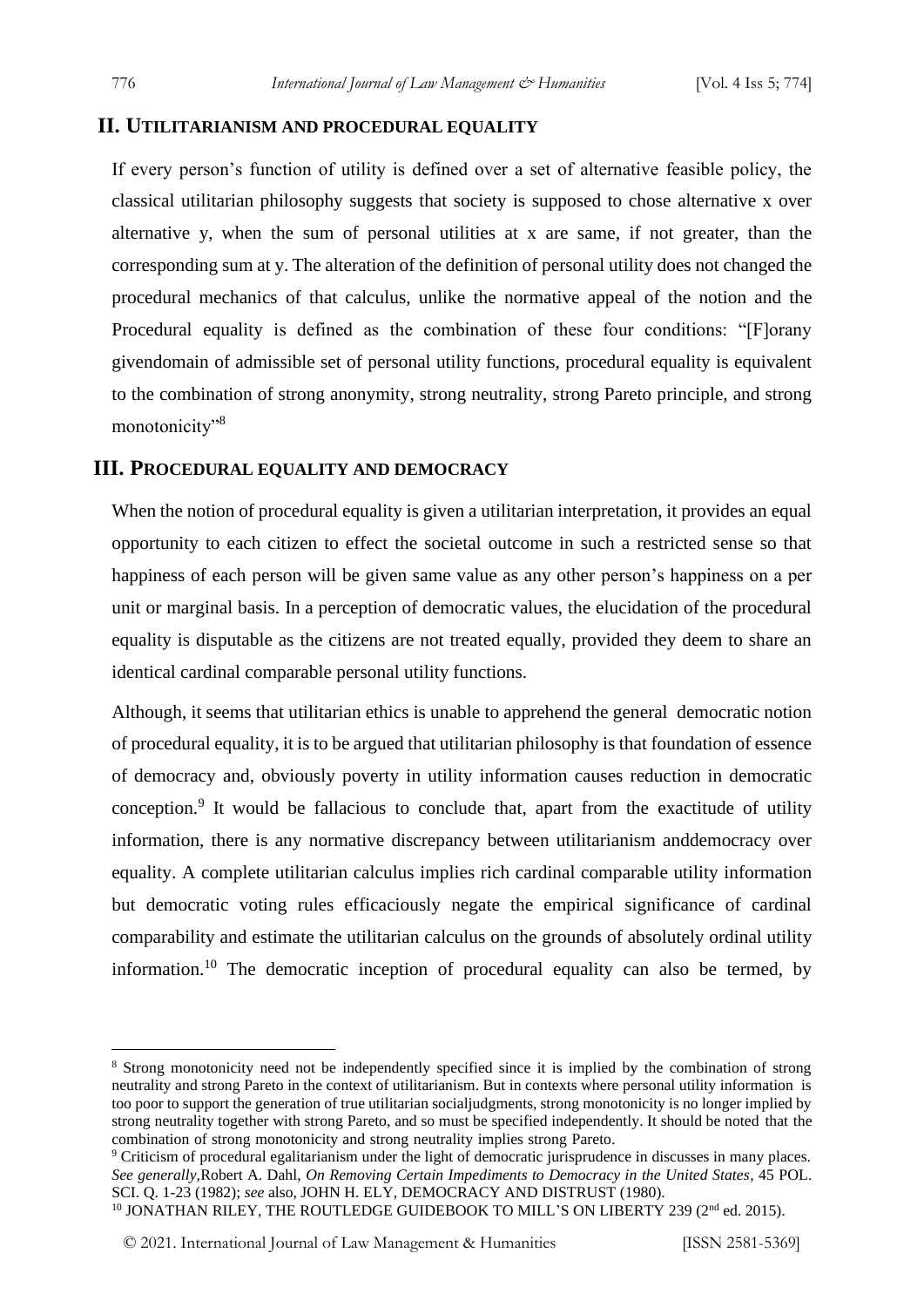## II. Utilitarianism and procedural equality

If every person's function of utility is defined over a set of alternative feasible policy, the classical utilitarian philosophy suggests that society is supposed to chose alternative x over alternative y, when the sum of personal utilities at x are same, if not greater, than the corresponding sum at y. The alteration of the definition of personal utility does not changed the procedural mechanics of that calculus, unlike the normative appeal of the notion and the Procedural equality is defined as the combination of these four conditions: "[F]orany givendomain of admissible set of personal utility functions, procedural equality is equivalent to the combination of strong anonymity, strong neutrality, strong Pareto principle, and strong monotonicity"[8]

## III. Procedural equality and democracy

When the notion of procedural equality is given a utilitarian interpretation, it provides an equal opportunity to each citizen to effect the societal outcome in such a restricted sense so that happiness of each person will be given same value as any other person's happiness on a per unit or marginal basis. In a perception of democratic values, the elucidation of the procedural equality is disputable as the citizens are not treated equally, provided they deem to share an identical cardinal comparable personal utility functions.

Although, it seems that utilitarian ethics is unable to apprehend the general democratic notion of procedural equality, it is to be argued that utilitarian philosophy is that foundation of essence of democracy and, obviously poverty in utility information causes reduction in democratic conception.[9] It would be fallacious to conclude that, apart from the exactitude of utility information, there is any normative discrepancy between utilitarianism anddemocracy over equality. A complete utilitarian calculus implies rich cardinal comparable utility information but democratic voting rules efficaciously negate the empirical significance of cardinal comparability and estimate the utilitarian calculus on the grounds of absolutely ordinal utility information.[10] The democratic inception of procedural equality can also be termed, by

---

[8] Strong monotonicity need not be independently specified since it is implied by the combination of strong neutrality and strong Pareto in the context of utilitarianism. But in contexts where personal utility information is too poor to support the generation of true utilitarian socialjudgments, strong monotonicity is no longer implied by strong neutrality together with strong Pareto, and so must be specified independently. It should be noted that the combination of strong monotonicity and strong neutrality implies strong Pareto.

[9] Criticism of procedural egalitarianism under the light of democratic jurisprudence in discusses in many places. *See generally,*Robert A. Dahl, *On Removing Certain Impediments to Democracy in the United States*, 45 POL. SCI. Q. 1-23 (1982); *see* also, JOHN H. ELY, DEMOCRACY AND DISTRUST (1980).

[10] JONATHAN RILEY, THE ROUTLEDGE GUIDEBOOK TO MILL'S ON LIBERTY 239 (2nd ed. 2015).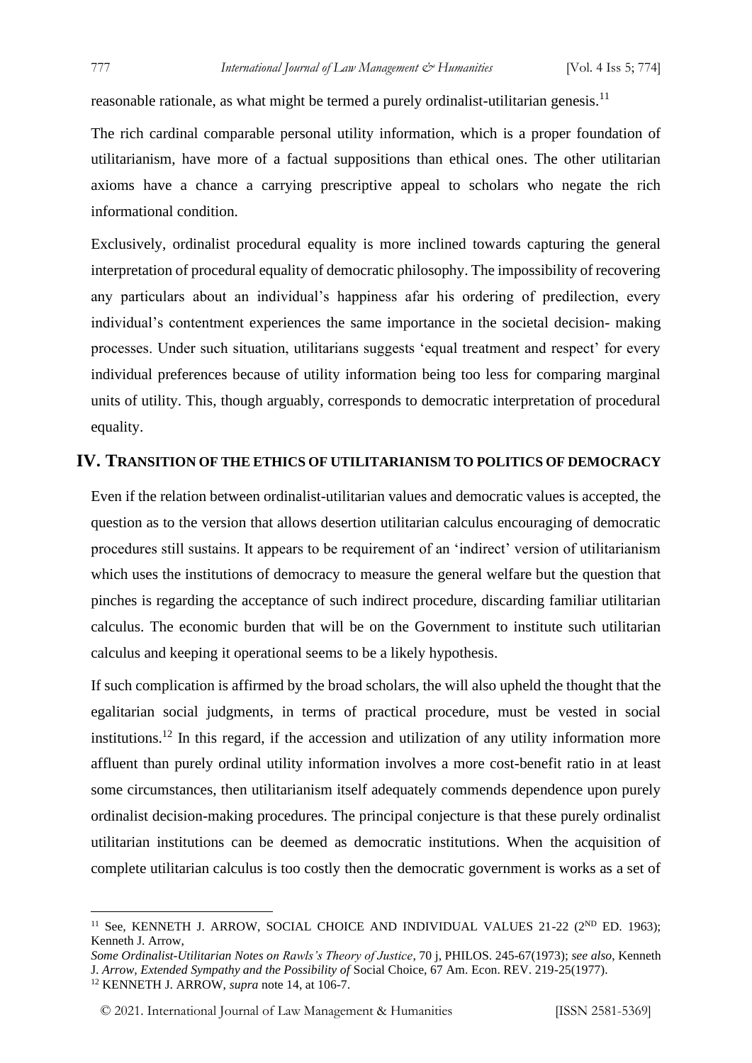reasonable rationale, as what might be termed a purely ordinalist-utilitarian genesis.[11]

The rich cardinal comparable personal utility information, which is a proper foundation of utilitarianism, have more of a factual suppositions than ethical ones. The other utilitarian axioms have a chance a carrying prescriptive appeal to scholars who negate the rich informational condition.

Exclusively, ordinalist procedural equality is more inclined towards capturing the general interpretation of procedural equality of democratic philosophy. The impossibility of recovering any particulars about an individual's happiness afar his ordering of predilection, every individual's contentment experiences the same importance in the societal decision- making processes. Under such situation, utilitarians suggests 'equal treatment and respect' for every individual preferences because of utility information being too less for comparing marginal units of utility. This, though arguably, corresponds to democratic interpretation of procedural equality.

## IV. Transition of the Ethics of Utilitarianism to Politics of Democracy

Even if the relation between ordinalist-utilitarian values and democratic values is accepted, the question as to the version that allows desertion utilitarian calculus encouraging of democratic procedures still sustains. It appears to be requirement of an 'indirect' version of utilitarianism which uses the institutions of democracy to measure the general welfare but the question that pinches is regarding the acceptance of such indirect procedure, discarding familiar utilitarian calculus. The economic burden that will be on the Government to institute such utilitarian calculus and keeping it operational seems to be a likely hypothesis.

If such complication is affirmed by the broad scholars, the will also upheld the thought that the egalitarian social judgments, in terms of practical procedure, must be vested in social institutions.[12] In this regard, if the accession and utilization of any utility information more affluent than purely ordinal utility information involves a more cost-benefit ratio in at least some circumstances, then utilitarianism itself adequately commends dependence upon purely ordinalist decision-making procedures. The principal conjecture is that these purely ordinalist utilitarian institutions can be deemed as democratic institutions. When the acquisition of complete utilitarian calculus is too costly then the democratic government is works as a set of

---

[11] See, KENNETH J. ARROW, SOCIAL CHOICE AND INDIVIDUAL VALUES 21-22 (2ND ED. 1963); Kenneth J. Arrow, *Some Ordinalist-Utilitarian Notes on Rawls's Theory of Justice*, 70 j, PHILOS. 245-67(1973); *see also*, Kenneth J. *Arrow, Extended Sympathy and the Possibility of* Social Choice, 67 Am. Econ. REV. 219-25(1977).

[12] KENNETH J. ARROW, *supra* note 14, at 106-7.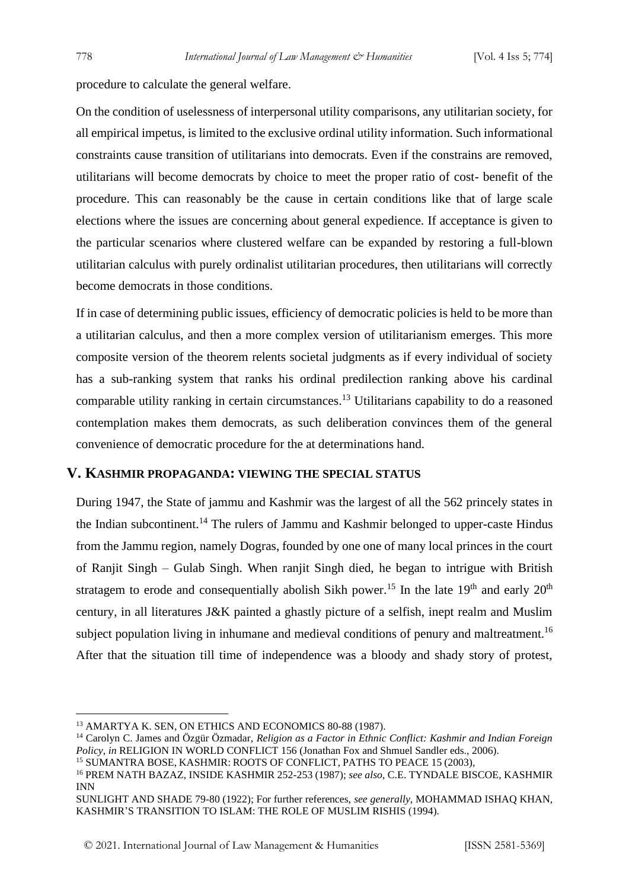procedure to calculate the general welfare.

On the condition of uselessness of interpersonal utility comparisons, any utilitarian society, for all empirical impetus, is limited to the exclusive ordinal utility information. Such informational constraints cause transition of utilitarians into democrats. Even if the constrains are removed, utilitarians will become democrats by choice to meet the proper ratio of cost- benefit of the procedure. This can reasonably be the cause in certain conditions like that of large scale elections where the issues are concerning about general expedience. If acceptance is given to the particular scenarios where clustered welfare can be expanded by restoring a full-blown utilitarian calculus with purely ordinalist utilitarian procedures, then utilitarians will correctly become democrats in those conditions.

If in case of determining public issues, efficiency of democratic policies is held to be more than a utilitarian calculus, and then a more complex version of utilitarianism emerges. This more composite version of the theorem relents societal judgments as if every individual of society has a sub-ranking system that ranks his ordinal predilection ranking above his cardinal comparable utility ranking in certain circumstances.[13] Utilitarians capability to do a reasoned contemplation makes them democrats, as such deliberation convinces them of the general convenience of democratic procedure for the at determinations hand.

## V. Kashmir Propaganda: Viewing the Special Status

During 1947, the State of jammu and Kashmir was the largest of all the 562 princely states in the Indian subcontinent.[14] The rulers of Jammu and Kashmir belonged to upper-caste Hindus from the Jammu region, namely Dogras, founded by one one of many local princes in the court of Ranjit Singh – Gulab Singh. When ranjit Singh died, he began to intrigue with British stratagem to erode and consequentially abolish Sikh power.[15] In the late 19[th] and early 20[th] century, in all literatures J&K painted a ghastly picture of a selfish, inept realm and Muslim subject population living in inhumane and medieval conditions of penury and maltreatment.[16] After that the situation till time of independence was a bloody and shady story of protest,

---

[13] AMARTYA K. SEN, ON ETHICS AND ECONOMICS 80-88 (1987).

[14] Carolyn C. James and Özgür Özmadar, *Religion as a Factor in Ethnic Conflict: Kashmir and Indian Foreign Policy*, *in* RELIGION IN WORLD CONFLICT 156 (Jonathan Fox and Shmuel Sandler eds., 2006).

[15] SUMANTRA BOSE, KASHMIR: ROOTS OF CONFLICT, PATHS TO PEACE 15 (2003),

[16] PREM NATH BAZAZ, INSIDE KASHMIR 252-253 (1987); *see also*, C.E. TYNDALE BISCOE, KASHMIR INN SUNLIGHT AND SHADE 79-80 (1922); For further references, *see generally*, MOHAMMAD ISHAQ KHAN, KASHMIR'S TRANSITION TO ISLAM: THE ROLE OF MUSLIM RISHIS (1994).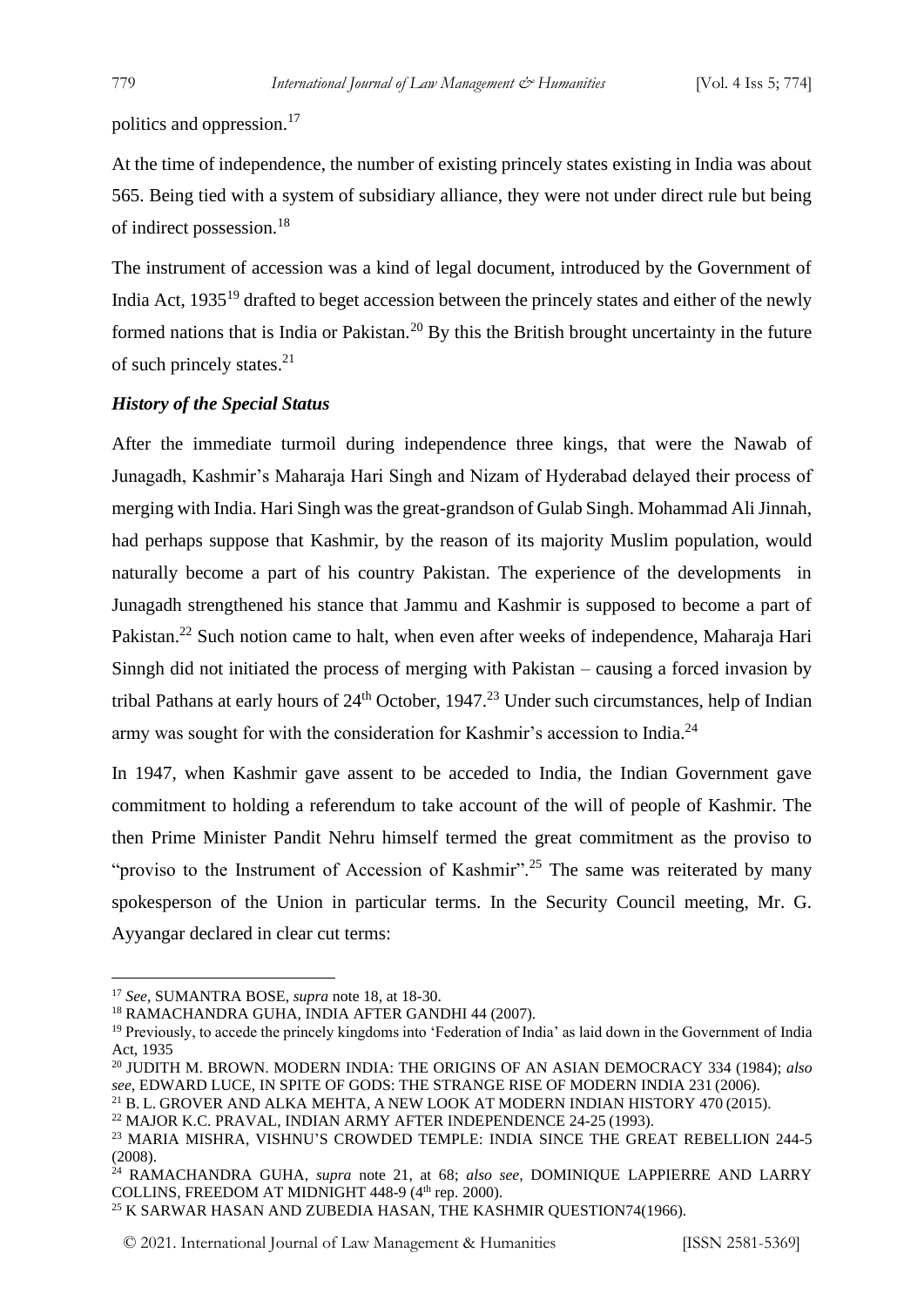politics and oppression.[17]

At the time of independence, the number of existing princely states existing in India was about 565. Being tied with a system of subsidiary alliance, they were not under direct rule but being of indirect possession.[18]

The instrument of accession was a kind of legal document, introduced by the Government of India Act, 1935[19] drafted to beget accession between the princely states and either of the newly formed nations that is India or Pakistan.[20] By this the British brought uncertainty in the future of such princely states.[21]

### *History of the Special Status*

After the immediate turmoil during independence three kings, that were the Nawab of Junagadh, Kashmir's Maharaja Hari Singh and Nizam of Hyderabad delayed their process of merging with India. Hari Singh was the great-grandson of Gulab Singh. Mohammad Ali Jinnah, had perhaps suppose that Kashmir, by the reason of its majority Muslim population, would naturally become a part of his country Pakistan. The experience of the developments in Junagadh strengthened his stance that Jammu and Kashmir is supposed to become a part of Pakistan.[22] Such notion came to halt, when even after weeks of independence, Maharaja Hari Sinngh did not initiated the process of merging with Pakistan – causing a forced invasion by tribal Pathans at early hours of 24th October, 1947.[23] Under such circumstances, help of Indian army was sought for with the consideration for Kashmir's accession to India.[24]

In 1947, when Kashmir gave assent to be acceded to India, the Indian Government gave commitment to holding a referendum to take account of the will of people of Kashmir. The then Prime Minister Pandit Nehru himself termed the great commitment as the proviso to "proviso to the Instrument of Accession of Kashmir".[25] The same was reiterated by many spokesperson of the Union in particular terms. In the Security Council meeting, Mr. G. Ayyangar declared in clear cut terms:

---

[17] *See*, SUMANTRA BOSE, *supra* note 18, at 18-30.

[18] RAMACHANDRA GUHA, INDIA AFTER GANDHI 44 (2007).

[19] Previously, to accede the princely kingdoms into 'Federation of India' as laid down in the Government of India Act, 1935

[20] JUDITH M. BROWN. MODERN INDIA: THE ORIGINS OF AN ASIAN DEMOCRACY 334 (1984); *also see,* EDWARD LUCE, IN SPITE OF GODS: THE STRANGE RISE OF MODERN INDIA 231 (2006).

[21] B. L. GROVER AND ALKA MEHTA, A NEW LOOK AT MODERN INDIAN HISTORY 470 (2015).

[22] MAJOR K.C. PRAVAL, INDIAN ARMY AFTER INDEPENDENCE 24-25 (1993).

[23] MARIA MISHRA, VISHNU'S CROWDED TEMPLE: INDIA SINCE THE GREAT REBELLION 244-5 (2008).

[24] RAMACHANDRA GUHA, *supra* note 21, at 68; *also see,* DOMINIQUE LAPPIERRE AND LARRY COLLINS, FREEDOM AT MIDNIGHT 448-9 (4th rep. 2000).

[25] K SARWAR HASAN AND ZUBEDIA HASAN, THE KASHMIR QUESTION74(1966).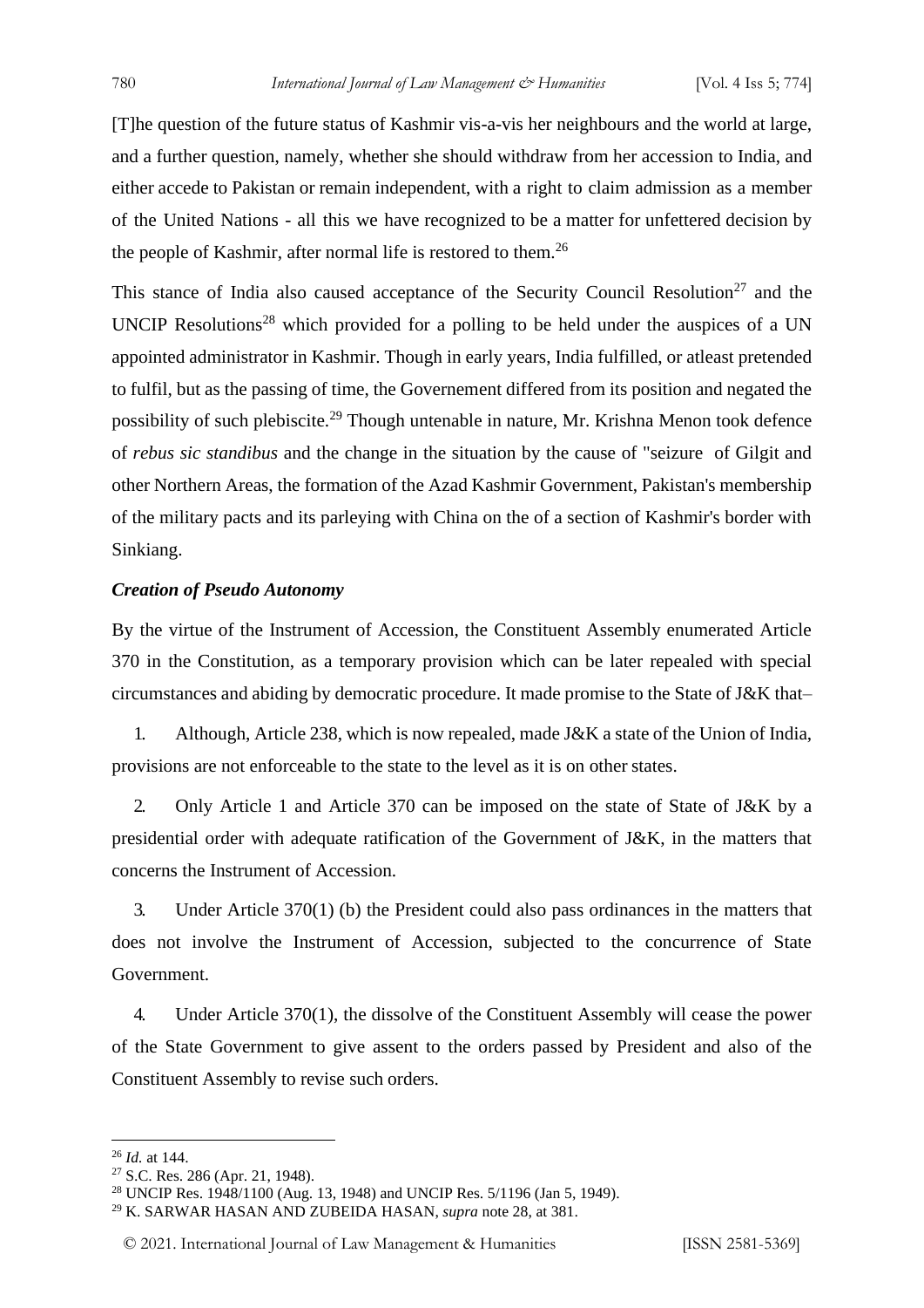[T]he question of the future status of Kashmir vis-a-vis her neighbours and the world at large, and a further question, namely, whether she should withdraw from her accession to India, and either accede to Pakistan or remain independent, with a right to claim admission as a member of the United Nations - all this we have recognized to be a matter for unfettered decision by the people of Kashmir, after normal life is restored to them.[26]

This stance of India also caused acceptance of the Security Council Resolution[27] and the UNCIP Resolutions[28] which provided for a polling to be held under the auspices of a UN appointed administrator in Kashmir. Though in early years, India fulfilled, or atleast pretended to fulfil, but as the passing of time, the Governement differed from its position and negated the possibility of such plebiscite.[29] Though untenable in nature, Mr. Krishna Menon took defence of *rebus sic standibus* and the change in the situation by the cause of "seizure of Gilgit and other Northern Areas, the formation of the Azad Kashmir Government, Pakistan's membership of the military pacts and its parleying with China on the of a section of Kashmir's border with Sinkiang.

***Creation of Pseudo Autonomy***

By the virtue of the Instrument of Accession, the Constituent Assembly enumerated Article 370 in the Constitution, as a temporary provision which can be later repealed with special circumstances and abiding by democratic procedure. It made promise to the State of J&K that–

1. Although, Article 238, which is now repealed, made J&K a state of the Union of India, provisions are not enforceable to the state to the level as it is on other states.
2. Only Article 1 and Article 370 can be imposed on the state of State of J&K by a presidential order with adequate ratification of the Government of J&K, in the matters that concerns the Instrument of Accession.
3. Under Article 370(1) (b) the President could also pass ordinances in the matters that does not involve the Instrument of Accession, subjected to the concurrence of State Government.
4. Under Article 370(1), the dissolve of the Constituent Assembly will cease the power of the State Government to give assent to the orders passed by President and also of the Constituent Assembly to revise such orders.

---

[26] *Id.* at 144.

[27] S.C. Res. 286 (Apr. 21, 1948).

[28] UNCIP Res. 1948/1100 (Aug. 13, 1948) and UNCIP Res. 5/1196 (Jan 5, 1949).

[29] K. SARWAR HASAN AND ZUBEIDA HASAN, *supra* note 28, at 381.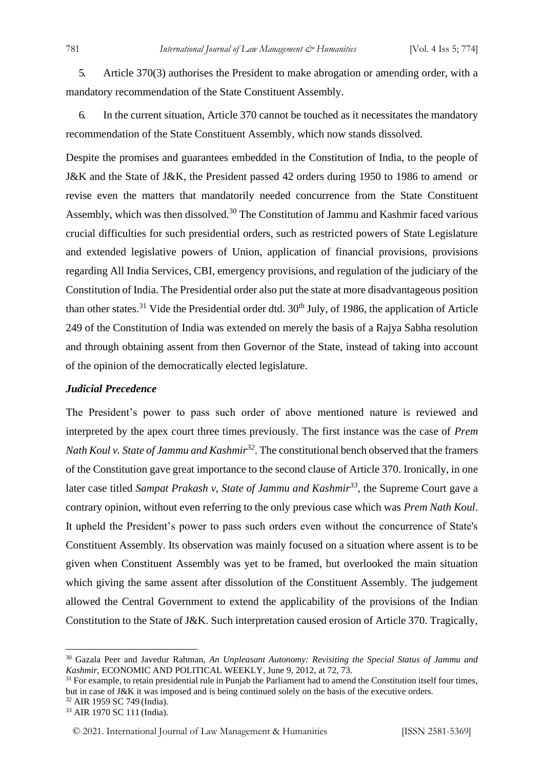5. Article 370(3) authorises the President to make abrogation or amending order, with a mandatory recommendation of the State Constituent Assembly.

6. In the current situation, Article 370 cannot be touched as it necessitates the mandatory recommendation of the State Constituent Assembly, which now stands dissolved.

Despite the promises and guarantees embedded in the Constitution of India, to the people of J&K and the State of J&K, the President passed 42 orders during 1950 to 1986 to amend or revise even the matters that mandatorily needed concurrence from the State Constituent Assembly, which was then dissolved.[30] The Constitution of Jammu and Kashmir faced various crucial difficulties for such presidential orders, such as restricted powers of State Legislature and extended legislative powers of Union, application of financial provisions, provisions regarding All India Services, CBI, emergency provisions, and regulation of the judiciary of the Constitution of India. The Presidential order also put the state at more disadvantageous position than other states.[31] Vide the Presidential order dtd. 30th July, of 1986, the application of Article 249 of the Constitution of India was extended on merely the basis of a Rajya Sabha resolution and through obtaining assent from then Governor of the State, instead of taking into account of the opinion of the democratically elected legislature.

### *Judicial Precedence*

The President's power to pass such order of above mentioned nature is reviewed and interpreted by the apex court three times previously. The first instance was the case of *Prem Nath Koul v. State of Jammu and Kashmir*[32]. The constitutional bench observed that the framers of the Constitution gave great importance to the second clause of Article 370. Ironically, in one later case titled *Sampat Prakash v, State of Jammu and Kashmir*[33], the Supreme Court gave a contrary opinion, without even referring to the only previous case which was *Prem Nath Koul*. It upheld the President's power to pass such orders even without the concurrence of State's Constituent Assembly. Its observation was mainly focused on a situation where assent is to be given when Constituent Assembly was yet to be framed, but overlooked the main situation which giving the same assent after dissolution of the Constituent Assembly. The judgement allowed the Central Government to extend the applicability of the provisions of the Indian Constitution to the State of J&K. Such interpretation caused erosion of Article 370. Tragically,

---

[30] Gazala Peer and Javedur Rahman, *An Unpleasant Autonomy: Revisiting the Special Status of Jammu and Kashmir*, ECONOMIC AND POLITICAL WEEKLY, June 9, 2012, at 72, 73.

[31] For example, to retain presidential rule in Punjab the Parliament had to amend the Constitution itself four times, but in case of J&K it was imposed and is being continued solely on the basis of the executive orders.

[32] AIR 1959 SC 749 (India).

[33] AIR 1970 SC 111 (India).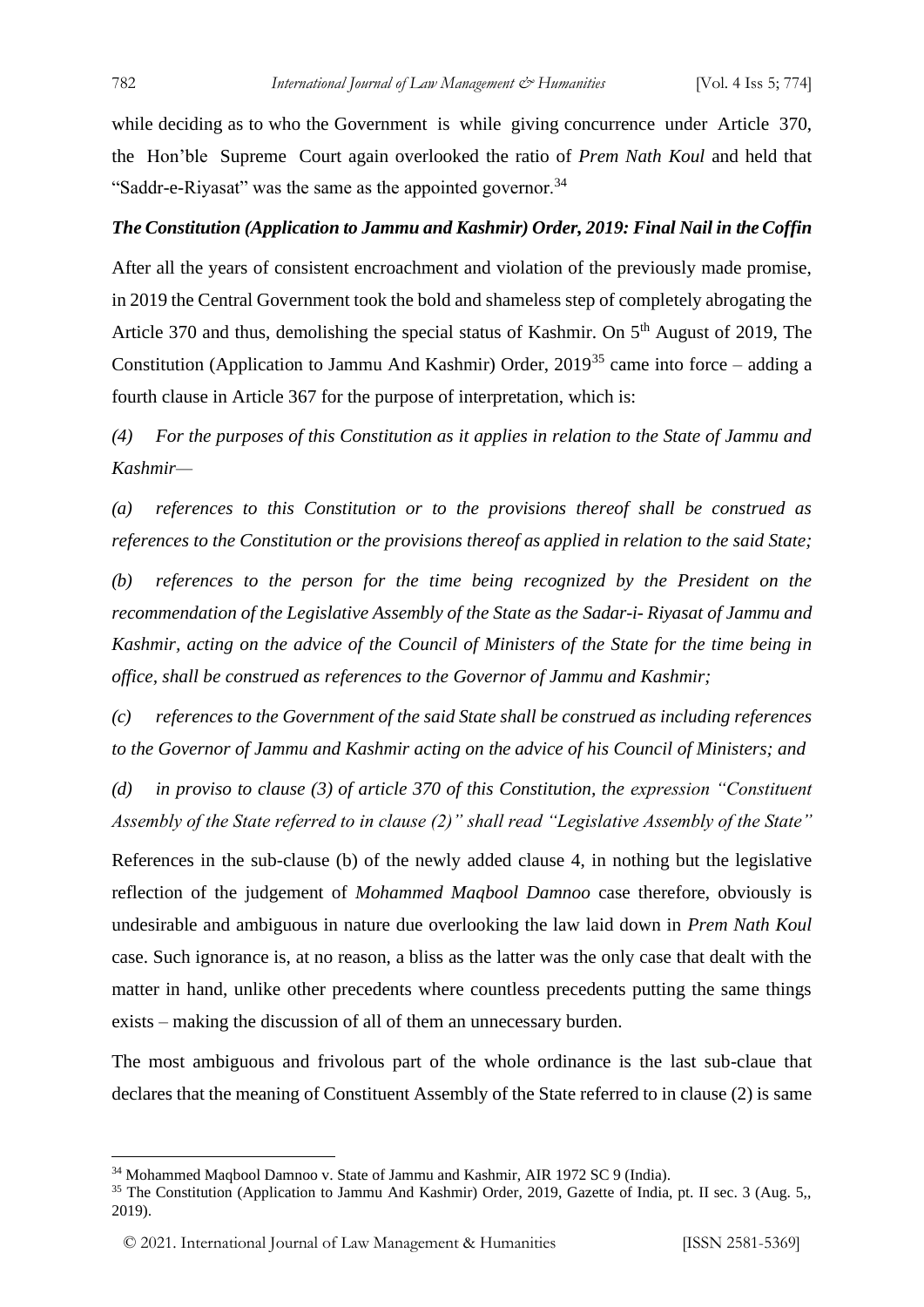while deciding as to who the Government is while giving concurrence under Article 370, the Hon'ble Supreme Court again overlooked the ratio of *Prem Nath Koul* and held that "Saddr-e-Riyasat" was the same as the appointed governor.[34]

### *The Constitution (Application to Jammu and Kashmir) Order, 2019: Final Nail in the Coffin*

After all the years of consistent encroachment and violation of the previously made promise, in 2019 the Central Government took the bold and shameless step of completely abrogating the Article 370 and thus, demolishing the special status of Kashmir. On 5th August of 2019, The Constitution (Application to Jammu And Kashmir) Order, 2019[35] came into force – adding a fourth clause in Article 367 for the purpose of interpretation, which is:

*(4) For the purposes of this Constitution as it applies in relation to the State of Jammu and Kashmir—*

*(a) references to this Constitution or to the provisions thereof shall be construed as references to the Constitution or the provisions thereof as applied in relation to the said State;*

*(b) references to the person for the time being recognized by the President on the recommendation of the Legislative Assembly of the State as the Sadar-i- Riyasat of Jammu and Kashmir, acting on the advice of the Council of Ministers of the State for the time being in office, shall be construed as references to the Governor of Jammu and Kashmir;*

*(c) references to the Government of the said State shall be construed as including references to the Governor of Jammu and Kashmir acting on the advice of his Council of Ministers; and*

*(d) in proviso to clause (3) of article 370 of this Constitution, the expression "Constituent Assembly of the State referred to in clause (2)" shall read "Legislative Assembly of the State"*

References in the sub-clause (b) of the newly added clause 4, in nothing but the legislative reflection of the judgement of *Mohammed Maqbool Damnoo* case therefore, obviously is undesirable and ambiguous in nature due overlooking the law laid down in *Prem Nath Koul* case. Such ignorance is, at no reason, a bliss as the latter was the only case that dealt with the matter in hand, unlike other precedents where countless precedents putting the same things exists – making the discussion of all of them an unnecessary burden.

The most ambiguous and frivolous part of the whole ordinance is the last sub-claue that declares that the meaning of Constituent Assembly of the State referred to in clause (2) is same

---

[34] Mohammed Maqbool Damnoo v. State of Jammu and Kashmir, AIR 1972 SC 9 (India).

[35] The Constitution (Application to Jammu And Kashmir) Order, 2019, Gazette of India, pt. II sec. 3 (Aug. 5,, 2019).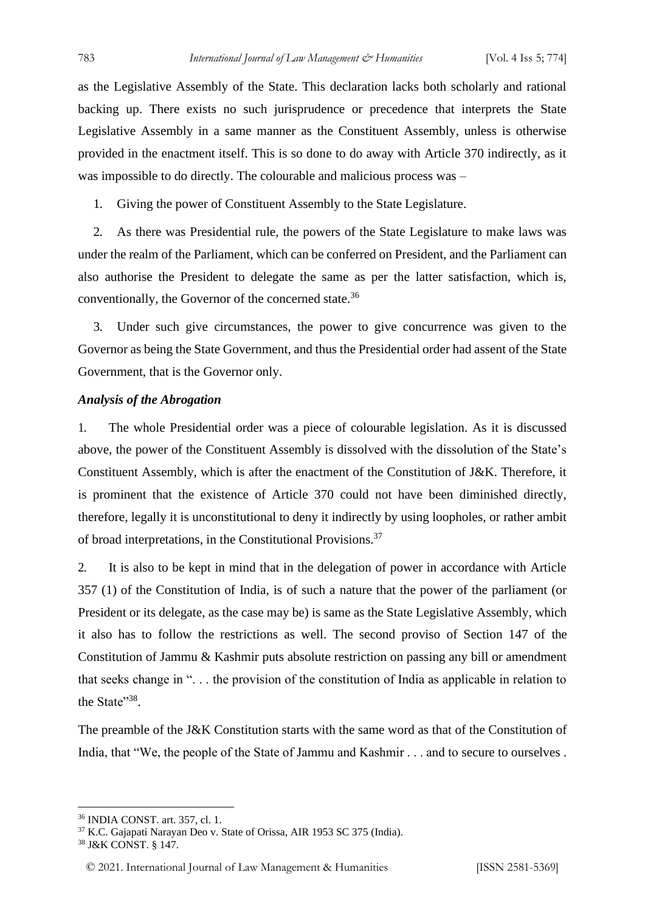as the Legislative Assembly of the State. This declaration lacks both scholarly and rational backing up. There exists no such jurisprudence or precedence that interprets the State Legislative Assembly in a same manner as the Constituent Assembly, unless is otherwise provided in the enactment itself. This is so done to do away with Article 370 indirectly, as it was impossible to do directly. The colourable and malicious process was –

1. Giving the power of Constituent Assembly to the State Legislature.

2. As there was Presidential rule, the powers of the State Legislature to make laws was under the realm of the Parliament, which can be conferred on President, and the Parliament can also authorise the President to delegate the same as per the latter satisfaction, which is, conventionally, the Governor of the concerned state.[36]

3. Under such give circumstances, the power to give concurrence was given to the Governor as being the State Government, and thus the Presidential order had assent of the State Government, that is the Governor only.

### *Analysis of the Abrogation*

1. The whole Presidential order was a piece of colourable legislation. As it is discussed above, the power of the Constituent Assembly is dissolved with the dissolution of the State's Constituent Assembly, which is after the enactment of the Constitution of J&K. Therefore, it is prominent that the existence of Article 370 could not have been diminished directly, therefore, legally it is unconstitutional to deny it indirectly by using loopholes, or rather ambit of broad interpretations, in the Constitutional Provisions.[37]

2. It is also to be kept in mind that in the delegation of power in accordance with Article 357 (1) of the Constitution of India, is of such a nature that the power of the parliament (or President or its delegate, as the case may be) is same as the State Legislative Assembly, which it also has to follow the restrictions as well. The second proviso of Section 147 of the Constitution of Jammu & Kashmir puts absolute restriction on passing any bill or amendment that seeks change in ". . . the provision of the constitution of India as applicable in relation to the State"[38].

The preamble of the J&K Constitution starts with the same word as that of the Constitution of India, that "We, the people of the State of Jammu and Kashmir . . . and to secure to ourselves .

---

[36] INDIA CONST. art. 357, cl. 1.

[37] K.C. Gajapati Narayan Deo v. State of Orissa, AIR 1953 SC 375 (India).

[38] J&K CONST. § 147.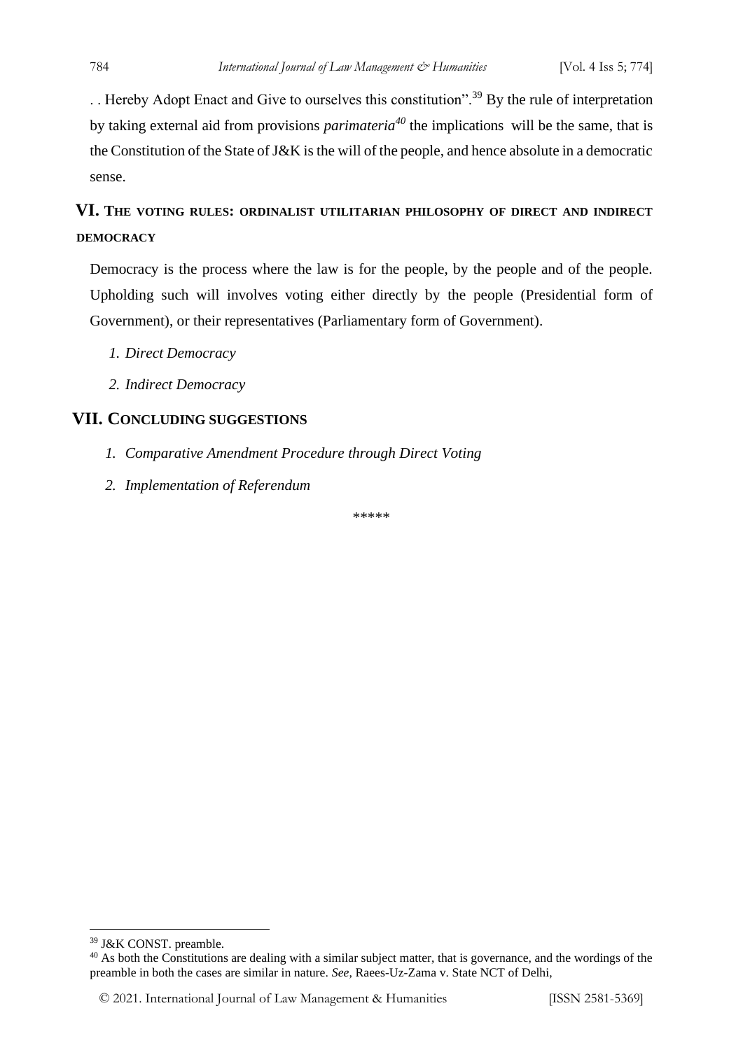. . Hereby Adopt Enact and Give to ourselves this constitution".[39] By the rule of interpretation by taking external aid from provisions *parimateria*[40] the implications will be the same, that is the Constitution of the State of J&K is the will of the people, and hence absolute in a democratic sense.

## VI. The voting rules: ordinalist utilitarian philosophy of direct and indirect democracy

Democracy is the process where the law is for the people, by the people and of the people. Upholding such will involves voting either directly by the people (Presidential form of Government), or their representatives (Parliamentary form of Government).

1. *Direct Democracy*
2. *Indirect Democracy*

## VII. Concluding suggestions

1. *Comparative Amendment Procedure through Direct Voting*
2. *Implementation of Referendum*

\*\*\*\*\*

---

[39] J&K CONST. preamble.

[40] As both the Constitutions are dealing with a similar subject matter, that is governance, and the wordings of the preamble in both the cases are similar in nature. *See,* Raees-Uz-Zama v. State NCT of Delhi,